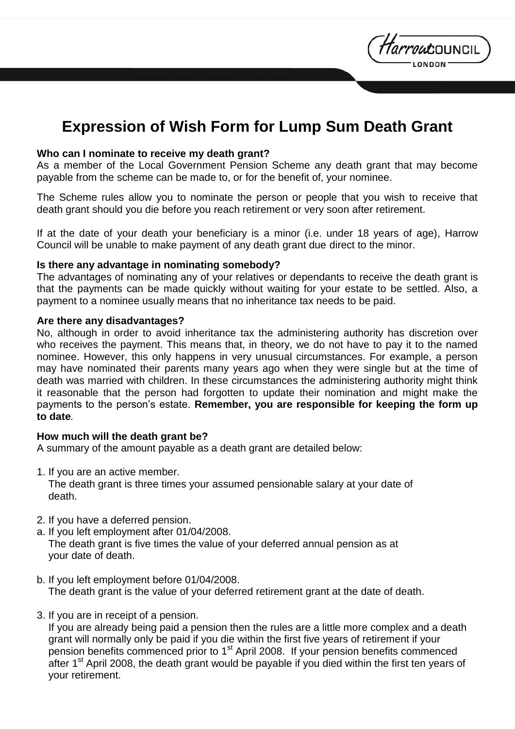# Expression of Wish Form for Lump Sum Death Grant

**Who can I nominate to receive my death grant?**
As a member of the Local Government Pension Scheme any death grant that may become payable from the scheme can be made to, or for the benefit of, your nominee.

The Scheme rules allow you to nominate the person or people that you wish to receive that death grant should you die before you reach retirement or very soon after retirement.

If at the date of your death your beneficiary is a minor (i.e. under 18 years of age), Harrow Council will be unable to make payment of any death grant due direct to the minor.

**Is there any advantage in nominating somebody?**
The advantages of nominating any of your relatives or dependants to receive the death grant is that the payments can be made quickly without waiting for your estate to be settled. Also, a payment to a nominee usually means that no inheritance tax needs to be paid.

**Are there any disadvantages?**
No, although in order to avoid inheritance tax the administering authority has discretion over who receives the payment. This means that, in theory, we do not have to pay it to the named nominee. However, this only happens in very unusual circumstances. For example, a person may have nominated their parents many years ago when they were single but at the time of death was married with children. In these circumstances the administering authority might think it reasonable that the person had forgotten to update their nomination and might make the payments to the person's estate. **Remember, you are responsible for keeping the form up to date**.

**How much will the death grant be?**
A summary of the amount payable as a death grant are detailed below:

1. If you are an active member.
   The death grant is three times your assumed pensionable salary at your date of death.

2. If you have a deferred pension.

a. If you left employment after 01/04/2008.
   The death grant is five times the value of your deferred annual pension as at your date of death.

b. If you left employment before 01/04/2008.
   The death grant is the value of your deferred retirement grant at the date of death.

3. If you are in receipt of a pension.
   If you are already being paid a pension then the rules are a little more complex and a death grant will normally only be paid if you die within the first five years of retirement if your pension benefits commenced prior to 1st April 2008. If your pension benefits commenced after 1st April 2008, the death grant would be payable if you died within the first ten years of your retirement.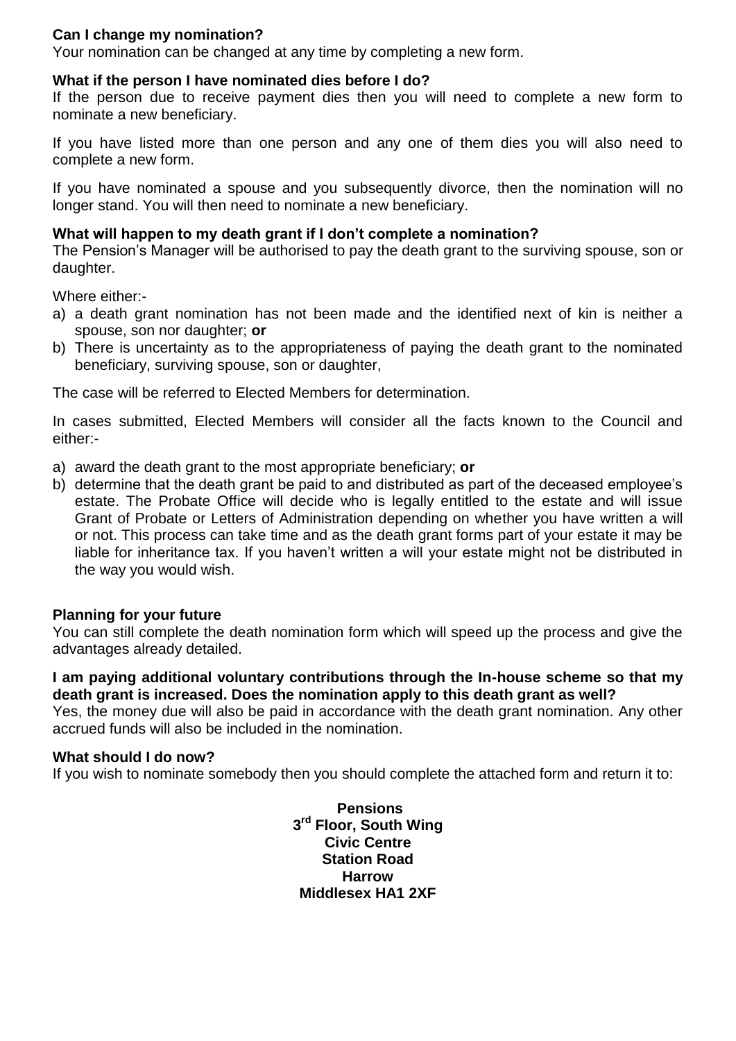**Can I change my nomination?**

Your nomination can be changed at any time by completing a new form.

**What if the person I have nominated dies before I do?**

If the person due to receive payment dies then you will need to complete a new form to nominate a new beneficiary.

If you have listed more than one person and any one of them dies you will also need to complete a new form.

If you have nominated a spouse and you subsequently divorce, then the nomination will no longer stand. You will then need to nominate a new beneficiary.

**What will happen to my death grant if I don't complete a nomination?**

The Pension's Manager will be authorised to pay the death grant to the surviving spouse, son or daughter.

Where either:-

a) a death grant nomination has not been made and the identified next of kin is neither a spouse, son nor daughter; **or**
b) There is uncertainty as to the appropriateness of paying the death grant to the nominated beneficiary, surviving spouse, son or daughter,

The case will be referred to Elected Members for determination.

In cases submitted, Elected Members will consider all the facts known to the Council and either:-

a) award the death grant to the most appropriate beneficiary; **or**
b) determine that the death grant be paid to and distributed as part of the deceased employee's estate. The Probate Office will decide who is legally entitled to the estate and will issue Grant of Probate or Letters of Administration depending on whether you have written a will or not. This process can take time and as the death grant forms part of your estate it may be liable for inheritance tax. If you haven't written a will your estate might not be distributed in the way you would wish.

**Planning for your future**

You can still complete the death nomination form which will speed up the process and give the advantages already detailed.

**I am paying additional voluntary contributions through the In-house scheme so that my death grant is increased. Does the nomination apply to this death grant as well?**

Yes, the money due will also be paid in accordance with the death grant nomination. Any other accrued funds will also be included in the nomination.

**What should I do now?**

If you wish to nominate somebody then you should complete the attached form and return it to:

**Pensions**
**3rd Floor, South Wing**
**Civic Centre**
**Station Road**
**Harrow**
**Middlesex HA1 2XF**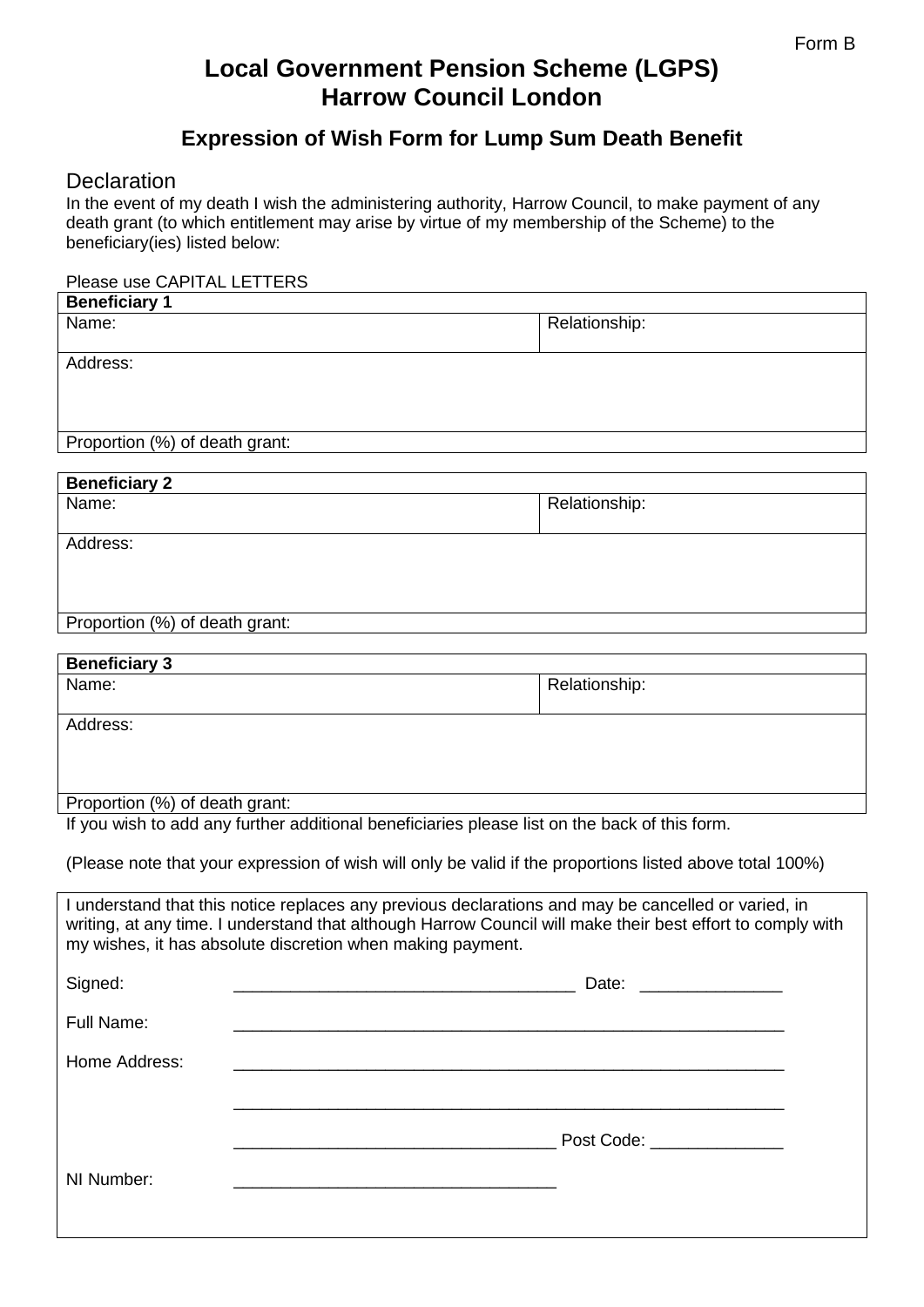Form B

# Local Government Pension Scheme (LGPS)
# Harrow Council London

## Expression of Wish Form for Lump Sum Death Benefit

### Declaration

In the event of my death I wish the administering authority, Harrow Council, to make payment of any death grant (to which entitlement may arise by virtue of my membership of the Scheme) to the beneficiary(ies) listed below:

Please use CAPITAL LETTERS

| **Beneficiary 1** | |
|---|---|
| Name: | Relationship: |
| Address: | |
| Proportion (%) of death grant: | |

| **Beneficiary 2** | |
|---|---|
| Name: | Relationship: |
| Address: | |
| Proportion (%) of death grant: | |

| **Beneficiary 3** | |
|---|---|
| Name: | Relationship: |
| Address: | |
| Proportion (%) of death grant: | |

If you wish to add any further additional beneficiaries please list on the back of this form.

(Please note that your expression of wish will only be valid if the proportions listed above total 100%)

I understand that this notice replaces any previous declarations and may be cancelled or varied, in writing, at any time. I understand that although Harrow Council will make their best effort to comply with my wishes, it has absolute discretion when making payment.

Signed: ____________________________________ Date: _______________

Full Name: ____________________________________________________________

Home Address: ____________________________________________________________

____________________________________________________________

__________________________________ Post Code: ______________

NI Number: __________________________________